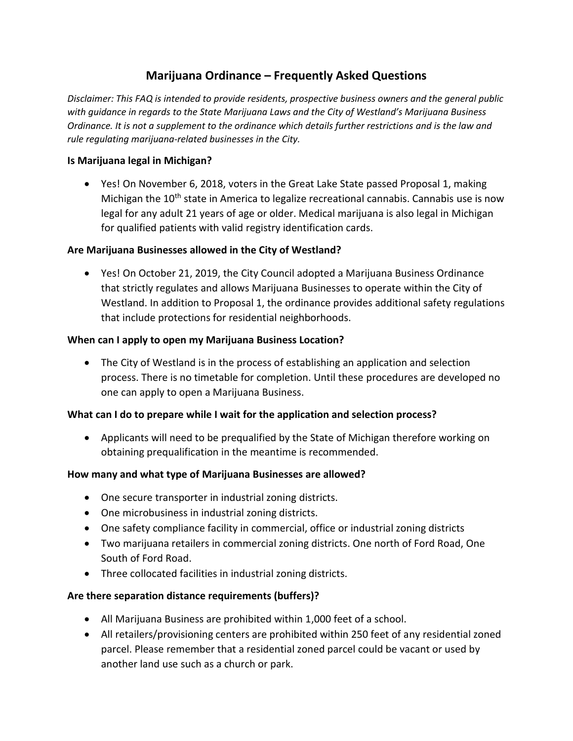# Marijuana Ordinance – Frequently Asked Questions

*Disclaimer: This FAQ is intended to provide residents, prospective business owners and the general public with guidance in regards to the State Marijuana Laws and the City of Westland's Marijuana Business Ordinance. It is not a supplement to the ordinance which details further restrictions and is the law and rule regulating marijuana-related businesses in the City.*

**Is Marijuana legal in Michigan?**

- Yes! On November 6, 2018, voters in the Great Lake State passed Proposal 1, making Michigan the 10th state in America to legalize recreational cannabis. Cannabis use is now legal for any adult 21 years of age or older. Medical marijuana is also legal in Michigan for qualified patients with valid registry identification cards.

**Are Marijuana Businesses allowed in the City of Westland?**

- Yes! On October 21, 2019, the City Council adopted a Marijuana Business Ordinance that strictly regulates and allows Marijuana Businesses to operate within the City of Westland. In addition to Proposal 1, the ordinance provides additional safety regulations that include protections for residential neighborhoods.

**When can I apply to open my Marijuana Business Location?**

- The City of Westland is in the process of establishing an application and selection process. There is no timetable for completion. Until these procedures are developed no one can apply to open a Marijuana Business.

**What can I do to prepare while I wait for the application and selection process?**

- Applicants will need to be prequalified by the State of Michigan therefore working on obtaining prequalification in the meantime is recommended.

**How many and what type of Marijuana Businesses are allowed?**

- One secure transporter in industrial zoning districts.
- One microbusiness in industrial zoning districts.
- One safety compliance facility in commercial, office or industrial zoning districts
- Two marijuana retailers in commercial zoning districts. One north of Ford Road, One South of Ford Road.
- Three collocated facilities in industrial zoning districts.

**Are there separation distance requirements (buffers)?**

- All Marijuana Business are prohibited within 1,000 feet of a school.
- All retailers/provisioning centers are prohibited within 250 feet of any residential zoned parcel. Please remember that a residential zoned parcel could be vacant or used by another land use such as a church or park.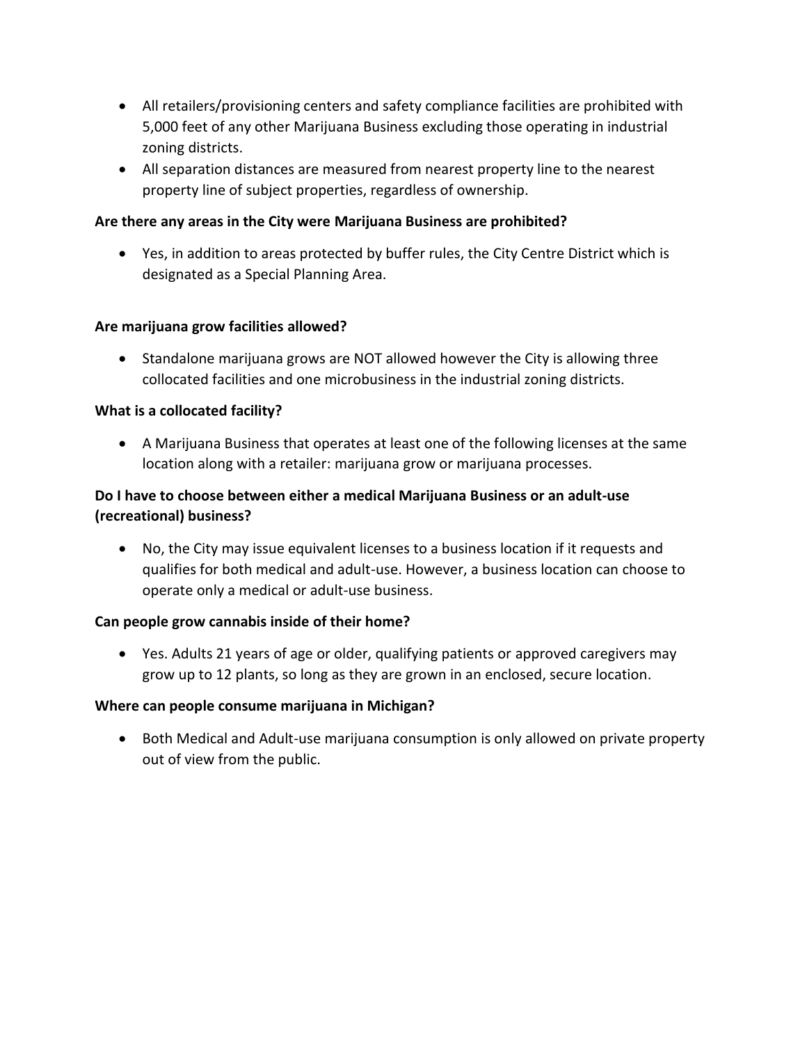- All retailers/provisioning centers and safety compliance facilities are prohibited with 5,000 feet of any other Marijuana Business excluding those operating in industrial zoning districts.
- All separation distances are measured from nearest property line to the nearest property line of subject properties, regardless of ownership.

**Are there any areas in the City were Marijuana Business are prohibited?**

- Yes, in addition to areas protected by buffer rules, the City Centre District which is designated as a Special Planning Area.

**Are marijuana grow facilities allowed?**

- Standalone marijuana grows are NOT allowed however the City is allowing three collocated facilities and one microbusiness in the industrial zoning districts.

**What is a collocated facility?**

- A Marijuana Business that operates at least one of the following licenses at the same location along with a retailer: marijuana grow or marijuana processes.

**Do I have to choose between either a medical Marijuana Business or an adult-use (recreational) business?**

- No, the City may issue equivalent licenses to a business location if it requests and qualifies for both medical and adult-use. However, a business location can choose to operate only a medical or adult-use business.

**Can people grow cannabis inside of their home?**

- Yes. Adults 21 years of age or older, qualifying patients or approved caregivers may grow up to 12 plants, so long as they are grown in an enclosed, secure location.

**Where can people consume marijuana in Michigan?**

- Both Medical and Adult-use marijuana consumption is only allowed on private property out of view from the public.